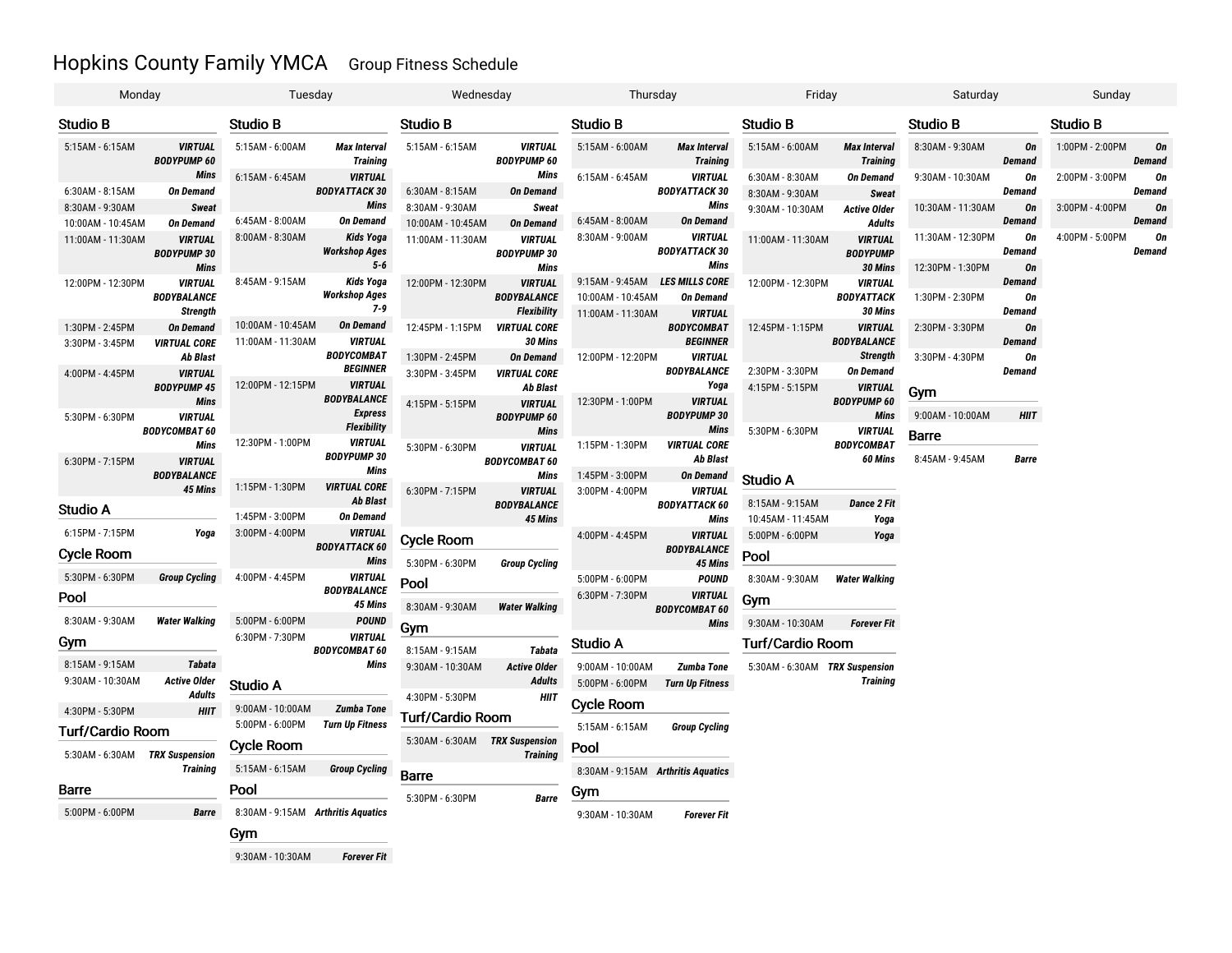# Hopkins County Family YMCA

## Group Fitness Schedule

## Monday

### Studio B

| Time | Class |
| --- | --- |
| 5:15AM - 6:15AM | ***VIRTUAL BODYPUMP 60 Mins*** |
| 6:30AM - 8:15AM | ***On Demand*** |
| 8:30AM - 9:30AM | ***Sweat*** |
| 10:00AM - 10:45AM | ***On Demand*** |
| 11:00AM - 11:30AM | ***VIRTUAL BODYPUMP 30 Mins*** |
| 12:00PM - 12:30PM | ***VIRTUAL BODYBALANCE Strength*** |
| 1:30PM - 2:45PM | ***On Demand*** |
| 3:30PM - 3:45PM | ***VIRTUAL CORE Ab Blast*** |
| 4:00PM - 4:45PM | ***VIRTUAL BODYPUMP 45 Mins*** |
| 5:30PM - 6:30PM | ***VIRTUAL BODYCOMBAT 60 Mins*** |
| 6:30PM - 7:15PM | ***VIRTUAL BODYBALANCE 45 Mins*** |

### Studio A

| Time | Class |
| --- | --- |
| 6:15PM - 7:15PM | ***Yoga*** |

### Cycle Room

| Time | Class |
| --- | --- |
| 5:30PM - 6:30PM | ***Group Cycling*** |

### Pool

| Time | Class |
| --- | --- |
| 8:30AM - 9:30AM | ***Water Walking*** |

### Gym

| Time | Class |
| --- | --- |
| 8:15AM - 9:15AM | ***Tabata*** |
| 9:30AM - 10:30AM | ***Active Older Adults*** |
| 4:30PM - 5:30PM | ***HIIT*** |

### Turf/Cardio Room

| Time | Class |
| --- | --- |
| 5:30AM - 6:30AM | ***TRX Suspension Training*** |

### Barre

| Time | Class |
| --- | --- |
| 5:00PM - 6:00PM | ***Barre*** |

## Tuesday

### Studio B

| Time | Class |
| --- | --- |
| 5:15AM - 6:00AM | ***Max Interval Training*** |
| 6:15AM - 6:45AM | ***VIRTUAL BODYATTACK 30 Mins*** |
| 6:45AM - 8:00AM | ***On Demand*** |
| 8:00AM - 8:30AM | ***Kids Yoga Workshop Ages 5-6*** |
| 8:45AM - 9:15AM | ***Kids Yoga Workshop Ages 7-9*** |
| 10:00AM - 10:45AM | ***On Demand*** |
| 11:00AM - 11:30AM | ***VIRTUAL BODYCOMBAT BEGINNER*** |
| 12:00PM - 12:15PM | ***VIRTUAL BODYBALANCE Express Flexibility*** |
| 12:30PM - 1:00PM | ***VIRTUAL BODYPUMP 30 Mins*** |
| 1:15PM - 1:30PM | ***VIRTUAL CORE Ab Blast*** |
| 1:45PM - 3:00PM | ***On Demand*** |
| 3:00PM - 4:00PM | ***VIRTUAL BODYATTACK 60 Mins*** |
| 4:00PM - 4:45PM | ***VIRTUAL BODYBALANCE 45 Mins*** |
| 5:00PM - 6:00PM | ***POUND*** |
| 6:30PM - 7:30PM | ***VIRTUAL BODYCOMBAT 60 Mins*** |

### Studio A

| Time | Class |
| --- | --- |
| 9:00AM - 10:00AM | ***Zumba Tone*** |
| 5:00PM - 6:00PM | ***Turn Up Fitness*** |

### Cycle Room

| Time | Class |
| --- | --- |
| 5:15AM - 6:15AM | ***Group Cycling*** |

### Pool

| Time | Class |
| --- | --- |
| 8:30AM - 9:15AM | ***Arthritis Aquatics*** |

### Gym

| Time | Class |
| --- | --- |
| 9:30AM - 10:30AM | ***Forever Fit*** |

## Wednesday

### Studio B

| Time | Class |
| --- | --- |
| 5:15AM - 6:15AM | ***VIRTUAL BODYPUMP 60 Mins*** |
| 6:30AM - 8:15AM | ***On Demand*** |
| 8:30AM - 9:30AM | ***Sweat*** |
| 10:00AM - 10:45AM | ***On Demand*** |
| 11:00AM - 11:30AM | ***VIRTUAL BODYPUMP 30 Mins*** |
| 12:00PM - 12:30PM | ***VIRTUAL BODYBALANCE Flexibility*** |
| 12:45PM - 1:15PM | ***VIRTUAL CORE 30 Mins*** |
| 1:30PM - 2:45PM | ***On Demand*** |
| 3:30PM - 3:45PM | ***VIRTUAL CORE Ab Blast*** |
| 4:15PM - 5:15PM | ***VIRTUAL BODYPUMP 60 Mins*** |
| 5:30PM - 6:30PM | ***VIRTUAL BODYCOMBAT 60 Mins*** |
| 6:30PM - 7:15PM | ***VIRTUAL BODYBALANCE 45 Mins*** |

### Cycle Room

| Time | Class |
| --- | --- |
| 5:30PM - 6:30PM | ***Group Cycling*** |

### Pool

| Time | Class |
| --- | --- |
| 8:30AM - 9:30AM | ***Water Walking*** |

### Gym

| Time | Class |
| --- | --- |
| 8:15AM - 9:15AM | ***Tabata*** |
| 9:30AM - 10:30AM | ***Active Older Adults*** |
| 4:30PM - 5:30PM | ***HIIT*** |

### Turf/Cardio Room

| Time | Class |
| --- | --- |
| 5:30AM - 6:30AM | ***TRX Suspension Training*** |

### Barre

| Time | Class |
| --- | --- |
| 5:30PM - 6:30PM | ***Barre*** |

## Thursday

### Studio B

| Time | Class |
| --- | --- |
| 5:15AM - 6:00AM | ***Max Interval Training*** |
| 6:15AM - 6:45AM | ***VIRTUAL BODYATTACK 30 Mins*** |
| 6:45AM - 8:00AM | ***On Demand*** |
| 8:30AM - 9:00AM | ***VIRTUAL BODYATTACK 30 Mins*** |
| 9:15AM - 9:45AM | ***LES MILLS CORE*** |
| 10:00AM - 10:45AM | ***On Demand*** |
| 11:00AM - 11:30AM | ***VIRTUAL BODYCOMBAT BEGINNER*** |
| 12:00PM - 12:20PM | ***VIRTUAL BODYBALANCE Yoga*** |
| 12:30PM - 1:00PM | ***VIRTUAL BODYPUMP 30 Mins*** |
| 1:15PM - 1:30PM | ***VIRTUAL CORE Ab Blast*** |
| 1:45PM - 3:00PM | ***On Demand*** |
| 3:00PM - 4:00PM | ***VIRTUAL BODYATTACK 60 Mins*** |
| 4:00PM - 4:45PM | ***VIRTUAL BODYBALANCE 45 Mins*** |
| 5:00PM - 6:00PM | ***POUND*** |
| 6:30PM - 7:30PM | ***VIRTUAL BODYCOMBAT 60 Mins*** |

### Studio A

| Time | Class |
| --- | --- |
| 9:00AM - 10:00AM | ***Zumba Tone*** |
| 5:00PM - 6:00PM | ***Turn Up Fitness*** |

### Cycle Room

| Time | Class |
| --- | --- |
| 5:15AM - 6:15AM | ***Group Cycling*** |

### Pool

| Time | Class |
| --- | --- |
| 8:30AM - 9:15AM | ***Arthritis Aquatics*** |

### Gym

| Time | Class |
| --- | --- |
| 9:30AM - 10:30AM | ***Forever Fit*** |

## Friday

### Studio B

| Time | Class |
| --- | --- |
| 5:15AM - 6:00AM | ***Max Interval Training*** |
| 6:30AM - 8:30AM | ***On Demand*** |
| 8:30AM - 9:30AM | ***Sweat*** |
| 9:30AM - 10:30AM | ***Active Older Adults*** |
| 11:00AM - 11:30AM | ***VIRTUAL BODYPUMP 30 Mins*** |
| 12:00PM - 12:30PM | ***VIRTUAL BODYATTACK 30 Mins*** |
| 12:45PM - 1:15PM | ***VIRTUAL BODYBALANCE Strength*** |
| 2:30PM - 3:30PM | ***On Demand*** |
| 4:15PM - 5:15PM | ***VIRTUAL BODYPUMP 60 Mins*** |
| 5:30PM - 6:30PM | ***VIRTUAL BODYCOMBAT 60 Mins*** |

### Studio A

| Time | Class |
| --- | --- |
| 8:15AM - 9:15AM | ***Dance 2 Fit*** |
| 10:45AM - 11:45AM | ***Yoga*** |
| 5:00PM - 6:00PM | ***Yoga*** |

### Pool

| Time | Class |
| --- | --- |
| 8:30AM - 9:30AM | ***Water Walking*** |

### Gym

| Time | Class |
| --- | --- |
| 9:30AM - 10:30AM | ***Forever Fit*** |

### Turf/Cardio Room

| Time | Class |
| --- | --- |
| 5:30AM - 6:30AM | ***TRX Suspension Training*** |

## Saturday

### Studio B

| Time | Class |
| --- | --- |
| 8:30AM - 9:30AM | ***On Demand*** |
| 9:30AM - 10:30AM | ***On Demand*** |
| 10:30AM - 11:30AM | ***On Demand*** |
| 11:30AM - 12:30PM | ***On Demand*** |
| 12:30PM - 1:30PM | ***On Demand*** |
| 1:30PM - 2:30PM | ***On Demand*** |
| 2:30PM - 3:30PM | ***On Demand*** |
| 3:30PM - 4:30PM | ***On Demand*** |

### Gym

| Time | Class |
| --- | --- |
| 9:00AM - 10:00AM | ***HIIT*** |

### Barre

| Time | Class |
| --- | --- |
| 8:45AM - 9:45AM | ***Barre*** |

## Sunday

### Studio B

| Time | Class |
| --- | --- |
| 1:00PM - 2:00PM | ***On Demand*** |
| 2:00PM - 3:00PM | ***On Demand*** |
| 3:00PM - 4:00PM | ***On Demand*** |
| 4:00PM - 5:00PM | ***On Demand*** |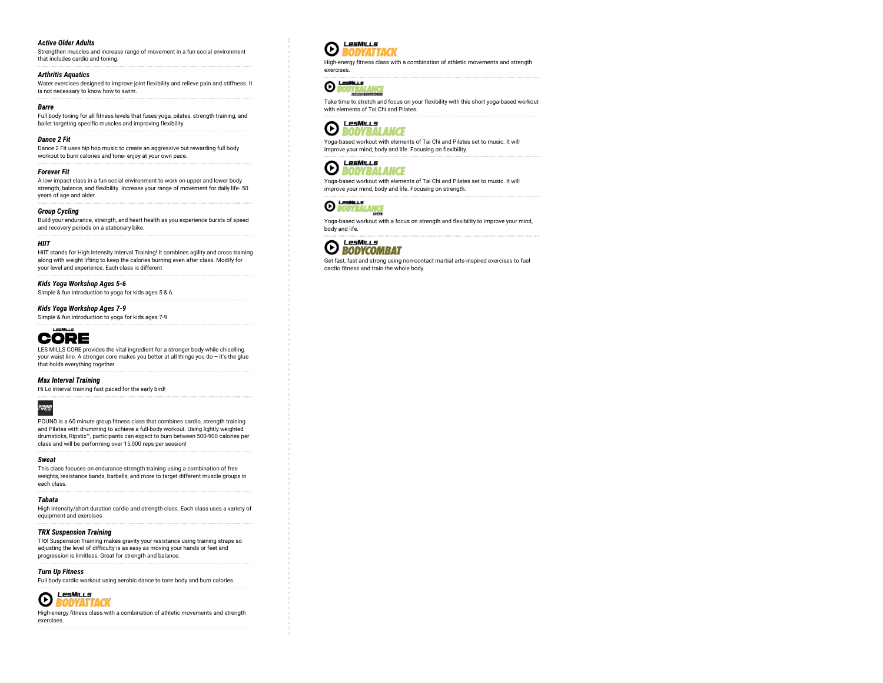### Active Older Adults

Strengthen muscles and increase range of movement in a fun social environment that includes cardio and toning.

### Arthritis Aquatics

Water exercises designed to improve joint flexibility and relieve pain and stiffness. It is not necessary to know how to swim.

### Barre

Full body toning for all fitness levels that fuses yoga, pilates, strength training, and ballet targeting specific muscles and improving flexibility.

### Dance 2 Fit

Dance 2 Fit uses hip hop music to create an aggressive but rewarding full body workout to burn calories and tone- enjoy at your own pace.

### Forever Fit

A low impact class in a fun social environment to work on upper and lower body strength, balance, and flexibility. Increase your range of movement for daily life- 50 years of age and older.

### Group Cycling

Build your endurance, strength, and heart health as you experience bursts of speed and recovery periods on a stationary bike.

### HIIT

HIIT stands for High Intensity Interval Training! It combines agility and cross training along with weight lifting to keep the calories burning even after class. Modify for your level and experience. Each class is different

### Kids Yoga Workshop Ages 5-6

Simple & fun introduction to yoga for kids ages 5 & 6.

### Kids Yoga Workshop Ages 7-9

Simple & fun introduction to yoga for kids ages 7-9

### LES MILLS CORE

LES MILLS CORE provides the vital ingredient for a stronger body while chiselling your waist line. A stronger core makes you better at all things you do – it's the glue that holds everything together.

### Max Interval Training

Hi Lo interval training fast paced for the early bird!

### POUND

POUND is a 60 minute group fitness class that combines cardio, strength training and Pilates with drumming to achieve a full-body workout. Using lightly weighted drumsticks, Ripstix™, participants can expect to burn between 500-900 calories per class and will be performing over 15,000 reps per session!

### Sweat

This class focuses on endurance strength training using a combination of free weights, resistance bands, barbells, and more to target different muscle groups in each class.

### Tabata

High intensity/short duration cardio and strength class. Each class uses a variety of equipment and exercises

### TRX Suspension Training

TRX Suspension Training makes gravity your resistance using training straps so adjusting the level of difficulty is as easy as moving your hands or feet and progression is limitless. Great for strength and balance.

### Turn Up Fitness

Full body cardio workout using aerobic dance to tone body and burn calories.

### LES MILLS BODYATTACK

High-energy fitness class with a combination of athletic movements and strength exercises.

### LES MILLS BODYATTACK

High-energy fitness class with a combination of athletic movements and strength exercises.

### LES MILLS BODYBALANCE EXPRESS FLEXIBILITY

Take time to stretch and focus on your flexibility with this short yoga-based workout with elements of Tai Chi and Pilates.

### LES MILLS BODYBALANCE

Yoga-based workout with elements of Tai Chi and Pilates set to music. It will improve your mind, body and life. Focusing on flexibility.

### LES MILLS BODYBALANCE

Yoga-based workout with elements of Tai Chi and Pilates set to music. It will improve your mind, body and life. Focusing on strength.

### LES MILLS BODYBALANCE YOGA

Yoga-based workout with a focus on strength and flexibility to improve your mind, body and life.

### LES MILLS BODYCOMBAT

Get fast, fast and strong using non-contact martial arts-inspired exercises to fuel cardio fitness and train the whole body.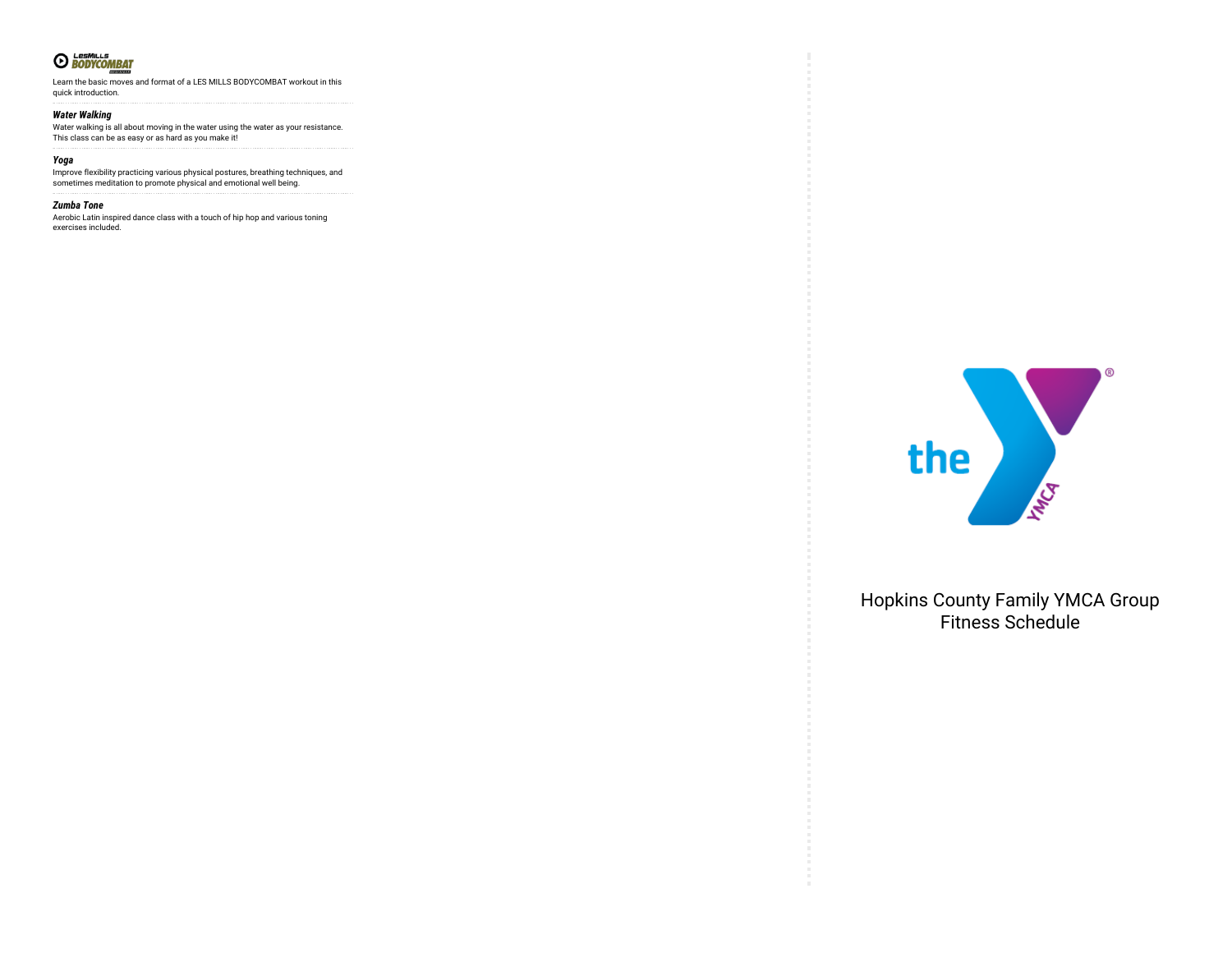LesMILLS BODYCOMBAT

Learn the basic moves and format of a LES MILLS BODYCOMBAT workout in this quick introduction.

***Water Walking***

Water walking is all about moving in the water using the water as your resistance. This class can be as easy or as hard as you make it!

***Yoga***

Improve flexibility practicing various physical postures, breathing techniques, and sometimes meditation to promote physical and emotional well being.

***Zumba Tone***

Aerobic Latin inspired dance class with a touch of hip hop and various toning exercises included.

the YMCA

Hopkins County Family YMCA Group Fitness Schedule